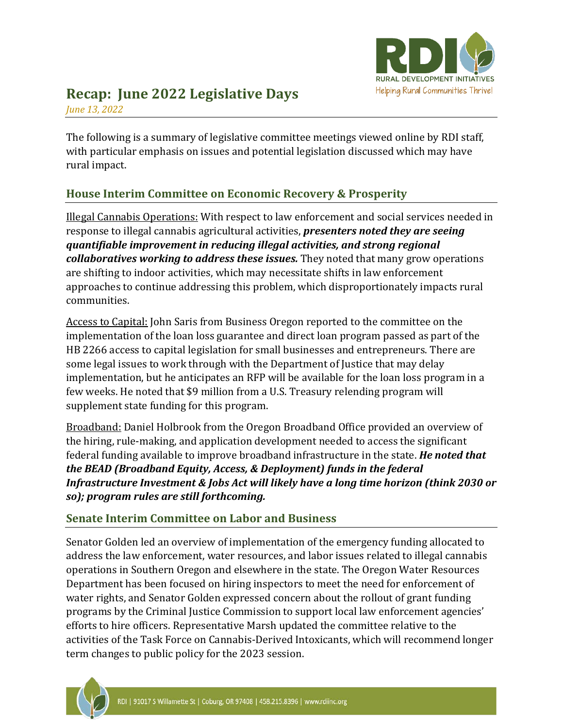# Recap: June 2022 Legislative Days

*June 13, 2022*

The following is a summary of legislative committee meetings viewed online by RDI staff, with particular emphasis on issues and potential legislation discussed which may have rural impact.

## House Interim Committee on Economic Recovery & Prosperity

Illegal Cannabis Operations: With respect to law enforcement and social services needed in response to illegal cannabis agricultural activities, ***presenters noted they are seeing quantifiable improvement in reducing illegal activities, and strong regional collaboratives working to address these issues.*** They noted that many grow operations are shifting to indoor activities, which may necessitate shifts in law enforcement approaches to continue addressing this problem, which disproportionately impacts rural communities.

Access to Capital: John Saris from Business Oregon reported to the committee on the implementation of the loan loss guarantee and direct loan program passed as part of the HB 2266 access to capital legislation for small businesses and entrepreneurs. There are some legal issues to work through with the Department of Justice that may delay implementation, but he anticipates an RFP will be available for the loan loss program in a few weeks. He noted that $9 million from a U.S. Treasury relending program will supplement state funding for this program.

Broadband: Daniel Holbrook from the Oregon Broadband Office provided an overview of the hiring, rule-making, and application development needed to access the significant federal funding available to improve broadband infrastructure in the state. ***He noted that the BEAD (Broadband Equity, Access, & Deployment) funds in the federal Infrastructure Investment & Jobs Act will likely have a long time horizon (think 2030 or so); program rules are still forthcoming.***

## Senate Interim Committee on Labor and Business

Senator Golden led an overview of implementation of the emergency funding allocated to address the law enforcement, water resources, and labor issues related to illegal cannabis operations in Southern Oregon and elsewhere in the state. The Oregon Water Resources Department has been focused on hiring inspectors to meet the need for enforcement of water rights, and Senator Golden expressed concern about the rollout of grant funding programs by the Criminal Justice Commission to support local law enforcement agencies' efforts to hire officers. Representative Marsh updated the committee relative to the activities of the Task Force on Cannabis-Derived Intoxicants, which will recommend longer term changes to public policy for the 2023 session.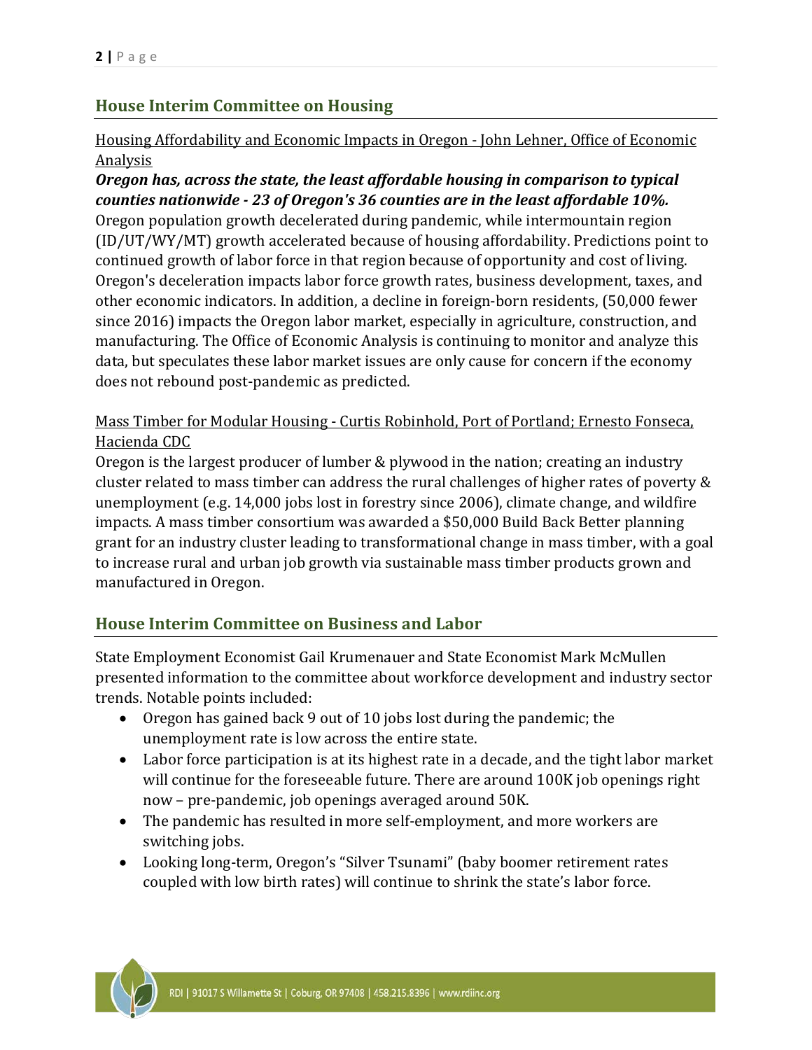## House Interim Committee on Housing

Housing Affordability and Economic Impacts in Oregon - John Lehner, Office of Economic Analysis

***Oregon has, across the state, the least affordable housing in comparison to typical counties nationwide - 23 of Oregon's 36 counties are in the least affordable 10%.*** Oregon population growth decelerated during pandemic, while intermountain region (ID/UT/WY/MT) growth accelerated because of housing affordability. Predictions point to continued growth of labor force in that region because of opportunity and cost of living. Oregon's deceleration impacts labor force growth rates, business development, taxes, and other economic indicators. In addition, a decline in foreign-born residents, (50,000 fewer since 2016) impacts the Oregon labor market, especially in agriculture, construction, and manufacturing. The Office of Economic Analysis is continuing to monitor and analyze this data, but speculates these labor market issues are only cause for concern if the economy does not rebound post-pandemic as predicted.

Mass Timber for Modular Housing - Curtis Robinhold, Port of Portland; Ernesto Fonseca, Hacienda CDC

Oregon is the largest producer of lumber & plywood in the nation; creating an industry cluster related to mass timber can address the rural challenges of higher rates of poverty & unemployment (e.g. 14,000 jobs lost in forestry since 2006), climate change, and wildfire impacts. A mass timber consortium was awarded a $50,000 Build Back Better planning grant for an industry cluster leading to transformational change in mass timber, with a goal to increase rural and urban job growth via sustainable mass timber products grown and manufactured in Oregon.

## House Interim Committee on Business and Labor

State Employment Economist Gail Krumenauer and State Economist Mark McMullen presented information to the committee about workforce development and industry sector trends. Notable points included:

- Oregon has gained back 9 out of 10 jobs lost during the pandemic; the unemployment rate is low across the entire state.
- Labor force participation is at its highest rate in a decade, and the tight labor market will continue for the foreseeable future. There are around 100K job openings right now – pre-pandemic, job openings averaged around 50K.
- The pandemic has resulted in more self-employment, and more workers are switching jobs.
- Looking long-term, Oregon's "Silver Tsunami" (baby boomer retirement rates coupled with low birth rates) will continue to shrink the state's labor force.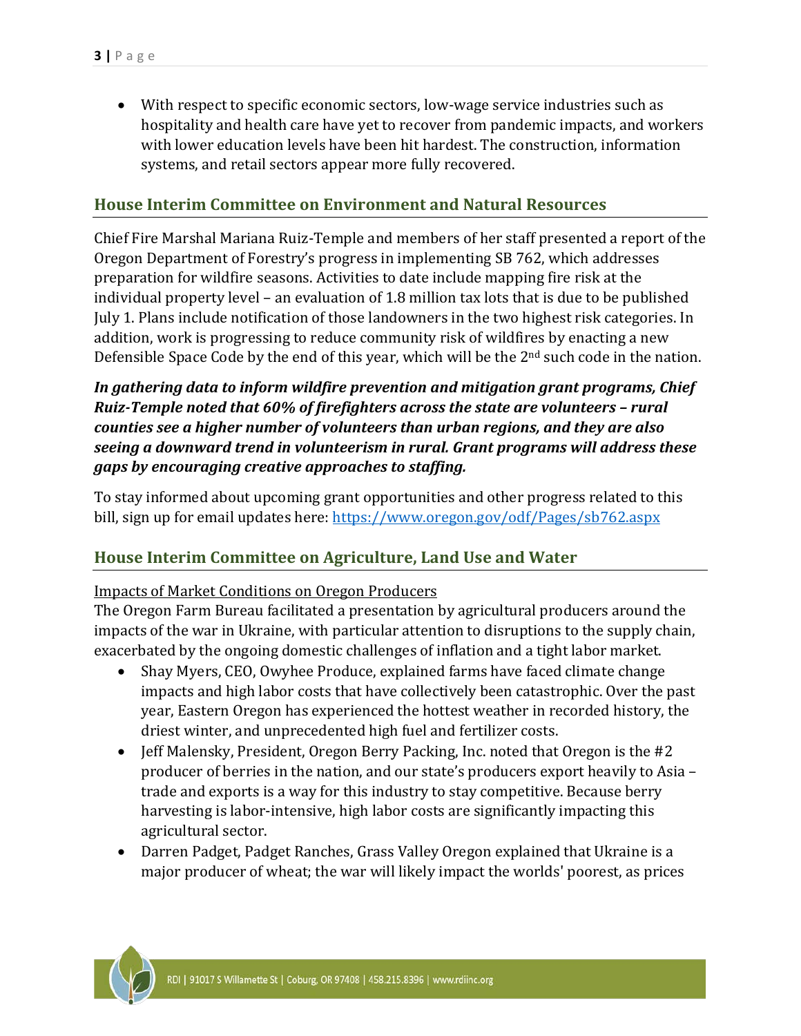- With respect to specific economic sectors, low-wage service industries such as hospitality and health care have yet to recover from pandemic impacts, and workers with lower education levels have been hit hardest. The construction, information systems, and retail sectors appear more fully recovered.

## House Interim Committee on Environment and Natural Resources

Chief Fire Marshal Mariana Ruiz-Temple and members of her staff presented a report of the Oregon Department of Forestry's progress in implementing SB 762, which addresses preparation for wildfire seasons. Activities to date include mapping fire risk at the individual property level – an evaluation of 1.8 million tax lots that is due to be published July 1. Plans include notification of those landowners in the two highest risk categories. In addition, work is progressing to reduce community risk of wildfires by enacting a new Defensible Space Code by the end of this year, which will be the 2nd such code in the nation.

***In gathering data to inform wildfire prevention and mitigation grant programs, Chief Ruiz-Temple noted that 60% of firefighters across the state are volunteers – rural counties see a higher number of volunteers than urban regions, and they are also seeing a downward trend in volunteerism in rural. Grant programs will address these gaps by encouraging creative approaches to staffing.***

To stay informed about upcoming grant opportunities and other progress related to this bill, sign up for email updates here: https://www.oregon.gov/odf/Pages/sb762.aspx

## House Interim Committee on Agriculture, Land Use and Water

<u>Impacts of Market Conditions on Oregon Producers</u>

The Oregon Farm Bureau facilitated a presentation by agricultural producers around the impacts of the war in Ukraine, with particular attention to disruptions to the supply chain, exacerbated by the ongoing domestic challenges of inflation and a tight labor market.

- Shay Myers, CEO, Owyhee Produce, explained farms have faced climate change impacts and high labor costs that have collectively been catastrophic. Over the past year, Eastern Oregon has experienced the hottest weather in recorded history, the driest winter, and unprecedented high fuel and fertilizer costs.
- Jeff Malensky, President, Oregon Berry Packing, Inc. noted that Oregon is the #2 producer of berries in the nation, and our state's producers export heavily to Asia – trade and exports is a way for this industry to stay competitive. Because berry harvesting is labor-intensive, high labor costs are significantly impacting this agricultural sector.
- Darren Padget, Padget Ranches, Grass Valley Oregon explained that Ukraine is a major producer of wheat; the war will likely impact the worlds' poorest, as prices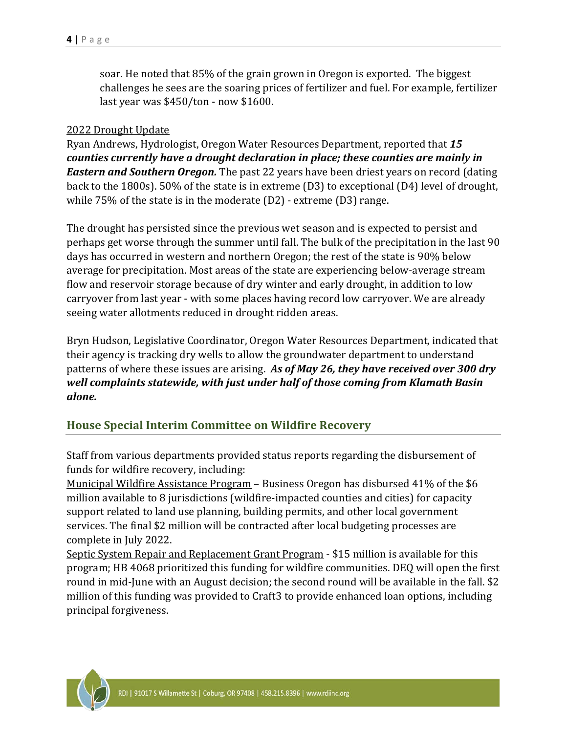soar. He noted that 85% of the grain grown in Oregon is exported. The biggest challenges he sees are the soaring prices of fertilizer and fuel. For example, fertilizer last year was $450/ton - now $1600.

2022 Drought Update

Ryan Andrews, Hydrologist, Oregon Water Resources Department, reported that ***15 counties currently have a drought declaration in place; these counties are mainly in Eastern and Southern Oregon.*** The past 22 years have been driest years on record (dating back to the 1800s). 50% of the state is in extreme (D3) to exceptional (D4) level of drought, while 75% of the state is in the moderate (D2) - extreme (D3) range.

The drought has persisted since the previous wet season and is expected to persist and perhaps get worse through the summer until fall. The bulk of the precipitation in the last 90 days has occurred in western and northern Oregon; the rest of the state is 90% below average for precipitation. Most areas of the state are experiencing below-average stream flow and reservoir storage because of dry winter and early drought, in addition to low carryover from last year - with some places having record low carryover. We are already seeing water allotments reduced in drought ridden areas.

Bryn Hudson, Legislative Coordinator, Oregon Water Resources Department, indicated that their agency is tracking dry wells to allow the groundwater department to understand patterns of where these issues are arising. ***As of May 26, they have received over 300 dry well complaints statewide, with just under half of those coming from Klamath Basin alone.***

## House Special Interim Committee on Wildfire Recovery

Staff from various departments provided status reports regarding the disbursement of funds for wildfire recovery, including:

Municipal Wildfire Assistance Program – Business Oregon has disbursed 41% of the $6 million available to 8 jurisdictions (wildfire-impacted counties and cities) for capacity support related to land use planning, building permits, and other local government services. The final $2 million will be contracted after local budgeting processes are complete in July 2022.

Septic System Repair and Replacement Grant Program - $15 million is available for this program; HB 4068 prioritized this funding for wildfire communities. DEQ will open the first round in mid-June with an August decision; the second round will be available in the fall. $2 million of this funding was provided to Craft3 to provide enhanced loan options, including principal forgiveness.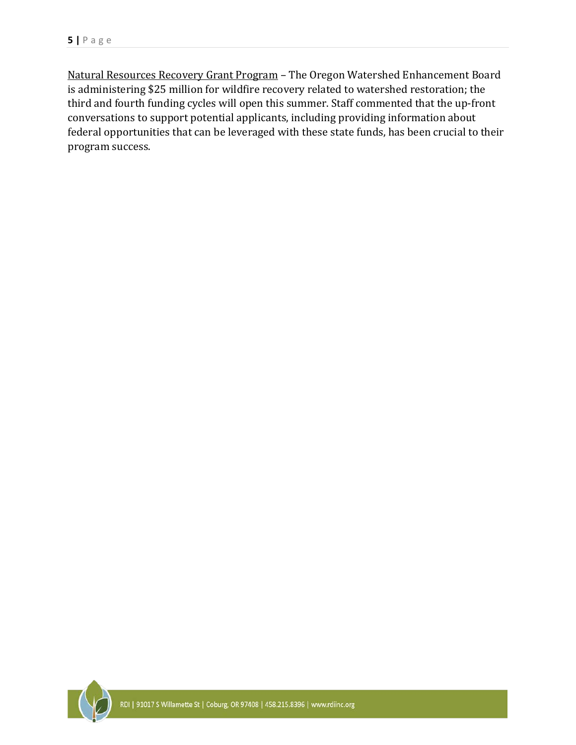Natural Resources Recovery Grant Program – The Oregon Watershed Enhancement Board is administering $25 million for wildfire recovery related to watershed restoration; the third and fourth funding cycles will open this summer. Staff commented that the up-front conversations to support potential applicants, including providing information about federal opportunities that can be leveraged with these state funds, has been crucial to their program success.